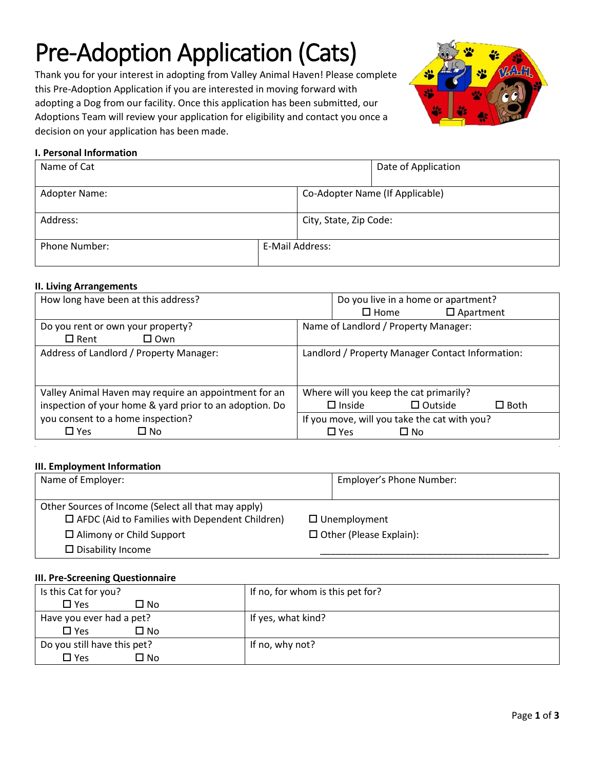# Pre-Adoption Application (Cats)

Thank you for your interest in adopting from Valley Animal Haven! Please complete this Pre-Adoption Application if you are interested in moving forward with adopting a Dog from our facility. Once this application has been submitted, our Adoptions Team will review your application for eligibility and contact you once a decision on your application has been made.

### I. Personal Information

| Name of Cat | Date of Application |
|---|---|
| Adopter Name: | Co-Adopter Name (If Applicable) |
| Address: | City, State, Zip Code: |
| Phone Number: | E-Mail Address: |

### II. Living Arrangements

| | |
|---|---|
| How long have been at this address? | Do you live in a home or apartment? ☐ Home ☐ Apartment |
| Do you rent or own your property? ☐ Rent ☐ Own | Name of Landlord / Property Manager: |
| Address of Landlord / Property Manager: | Landlord / Property Manager Contact Information: |
| Valley Animal Haven may require an appointment for an inspection of your home & yard prior to an adoption. Do you consent to a home inspection? ☐ Yes ☐ No | Where will you keep the cat primarily? ☐ Inside ☐ Outside ☐ Both<br>If you move, will you take the cat with you? ☐ Yes ☐ No |

### III. Employment Information

| | |
|---|---|
| Name of Employer: | Employer's Phone Number: |

Other Sources of Income (Select all that may apply)

- ☐ AFDC (Aid to Families with Dependent Children)
- ☐ Alimony or Child Support
- ☐ Disability Income
- ☐ Unemployment
- ☐ Other (Please Explain): ____________________________________________

### III. Pre-Screening Questionnaire

| | |
|---|---|
| Is this Cat for you? ☐ Yes ☐ No | If no, for whom is this pet for? |
| Have you ever had a pet? ☐ Yes ☐ No | If yes, what kind? |
| Do you still have this pet? ☐ Yes ☐ No | If no, why not? |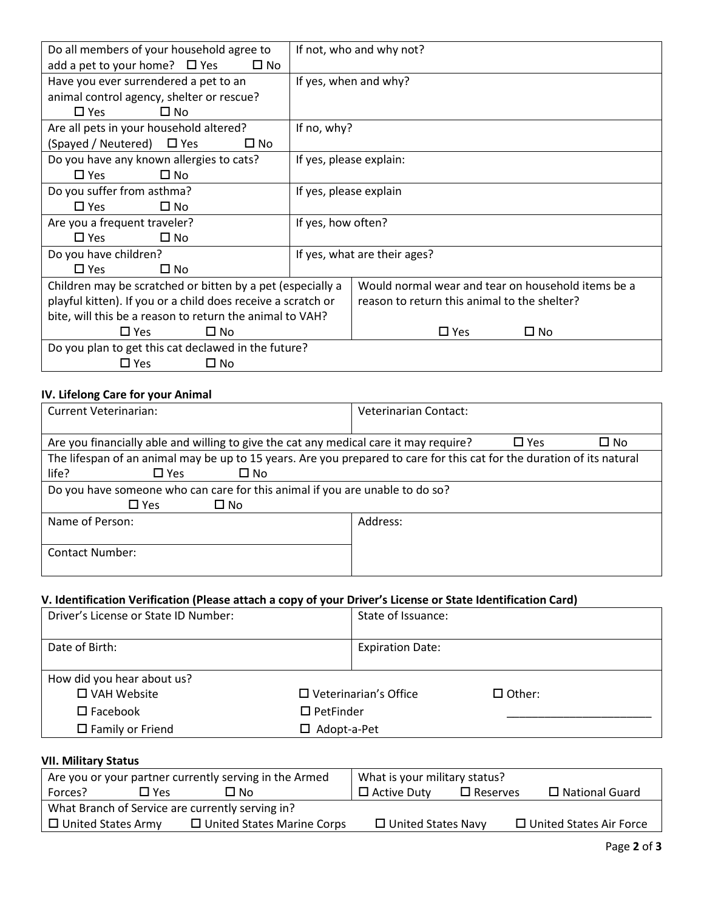| Question | Details |
| --- | --- |
| Do all members of your household agree to add a pet to your home? ☐ Yes ☐ No | If not, who and why not? |
| Have you ever surrendered a pet to an animal control agency, shelter or rescue? ☐ Yes ☐ No | If yes, when and why? |
| Are all pets in your household altered? (Spayed / Neutered) ☐ Yes ☐ No | If no, why? |
| Do you have any known allergies to cats? ☐ Yes ☐ No | If yes, please explain: |
| Do you suffer from asthma? ☐ Yes ☐ No | If yes, please explain |
| Are you a frequent traveler? ☐ Yes ☐ No | If yes, how often? |
| Do you have children? ☐ Yes ☐ No | If yes, what are their ages? |
| Children may be scratched or bitten by a pet (especially a playful kitten). If you or a child does receive a scratch or bite, will this be a reason to return the animal to VAH? ☐ Yes ☐ No | Would normal wear and tear on household items be a reason to return this animal to the shelter? ☐ Yes ☐ No |
| Do you plan to get this cat declawed in the future? ☐ Yes ☐ No | |

### IV. Lifelong Care for your Animal

| Current Veterinarian: | Veterinarian Contact: |
| --- | --- |
| Are you financially able and willing to give the cat any medical care it may require? ☐ Yes ☐ No | |
| The lifespan of an animal may be up to 15 years. Are you prepared to care for this cat for the duration of its natural life? ☐ Yes ☐ No | |
| Do you have someone who can care for this animal if you are unable to do so? ☐ Yes ☐ No | |
| Name of Person: | Address: |
| Contact Number: | |

### V. Identification Verification (Please attach a copy of your Driver's License or State Identification Card)

| Driver's License or State ID Number: | State of Issuance: | |
| --- | --- | --- |
| Date of Birth: | Expiration Date: | |
| How did you hear about us? | | |
| ☐ VAH Website | ☐ Veterinarian's Office | ☐ Other: |
| ☐ Facebook | ☐ PetFinder | ______________________ |
| ☐ Family or Friend | ☐ Adopt-a-Pet | |

### VII. Military Status

| Are you or your partner currently serving in the Armed Forces? ☐ Yes ☐ No | What is your military status? ☐ Active Duty ☐ Reserves ☐ National Guard |
| --- | --- |
| What Branch of Service are currently serving in? | |
| ☐ United States Army ☐ United States Marine Corps | ☐ United States Navy ☐ United States Air Force |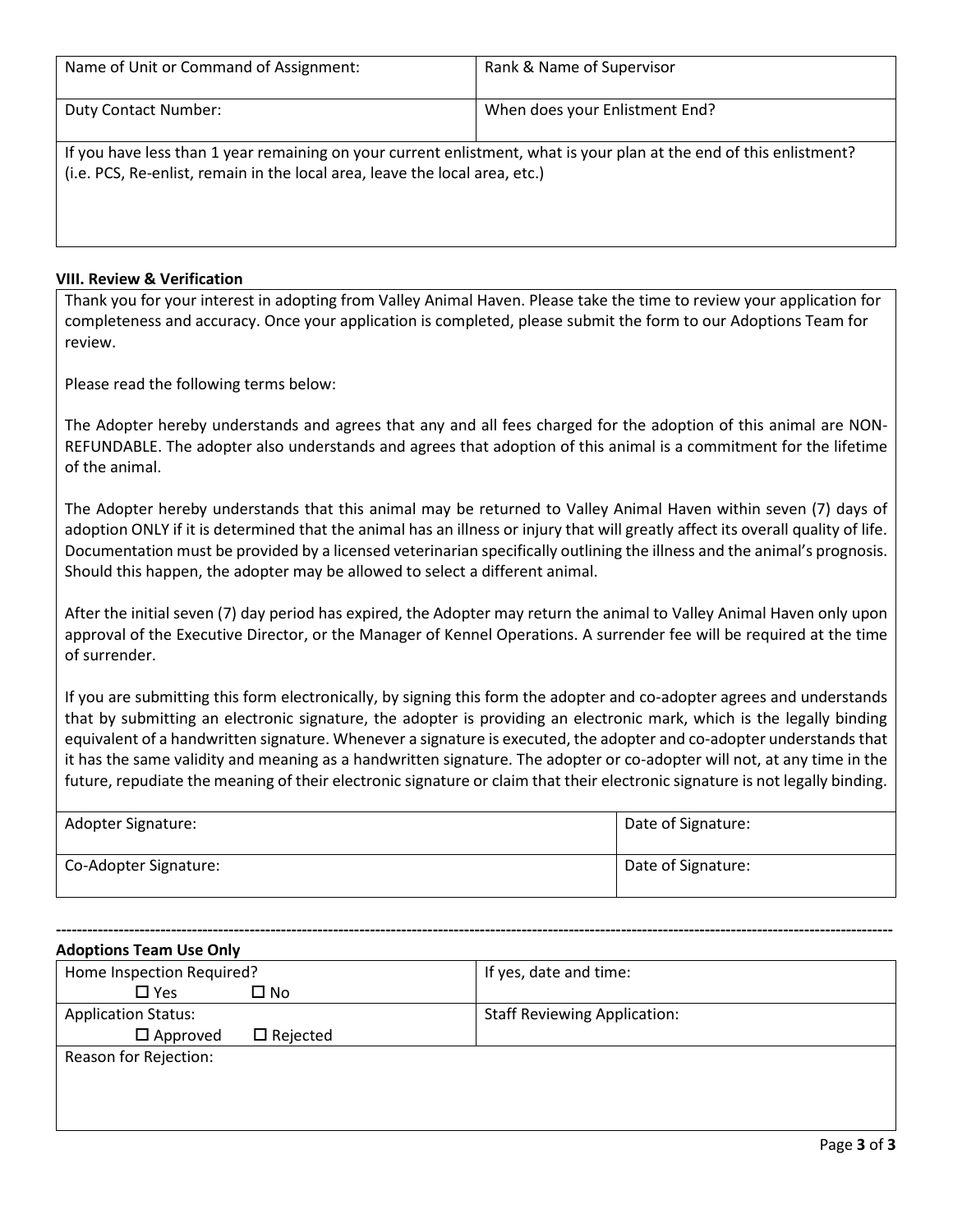| | |
|---|---|
| Name of Unit or Command of Assignment: | Rank & Name of Supervisor |
| Duty Contact Number: | When does your Enlistment End? |

| |
|---|
| If you have less than 1 year remaining on your current enlistment, what is your plan at the end of this enlistment? (i.e. PCS, Re-enlist, remain in the local area, leave the local area, etc.) |

**VIII. Review & Verification**

Thank you for your interest in adopting from Valley Animal Haven. Please take the time to review your application for completeness and accuracy. Once your application is completed, please submit the form to our Adoptions Team for review.

Please read the following terms below:

The Adopter hereby understands and agrees that any and all fees charged for the adoption of this animal are NON-REFUNDABLE. The adopter also understands and agrees that adoption of this animal is a commitment for the lifetime of the animal.

The Adopter hereby understands that this animal may be returned to Valley Animal Haven within seven (7) days of adoption ONLY if it is determined that the animal has an illness or injury that will greatly affect its overall quality of life. Documentation must be provided by a licensed veterinarian specifically outlining the illness and the animal's prognosis. Should this happen, the adopter may be allowed to select a different animal.

After the initial seven (7) day period has expired, the Adopter may return the animal to Valley Animal Haven only upon approval of the Executive Director, or the Manager of Kennel Operations. A surrender fee will be required at the time of surrender.

If you are submitting this form electronically, by signing this form the adopter and co-adopter agrees and understands that by submitting an electronic signature, the adopter is providing an electronic mark, which is the legally binding equivalent of a handwritten signature. Whenever a signature is executed, the adopter and co-adopter understands that it has the same validity and meaning as a handwritten signature. The adopter or co-adopter will not, at any time in the future, repudiate the meaning of their electronic signature or claim that their electronic signature is not legally binding.

| | |
|---|---|
| Adopter Signature: | Date of Signature: |
| Co-Adopter Signature: | Date of Signature: |

---

**Adoptions Team Use Only**

| | |
|---|---|
| Home Inspection Required? ☐ Yes ☐ No | If yes, date and time: |
| Application Status: ☐ Approved ☐ Rejected | Staff Reviewing Application: |
| Reason for Rejection: | |